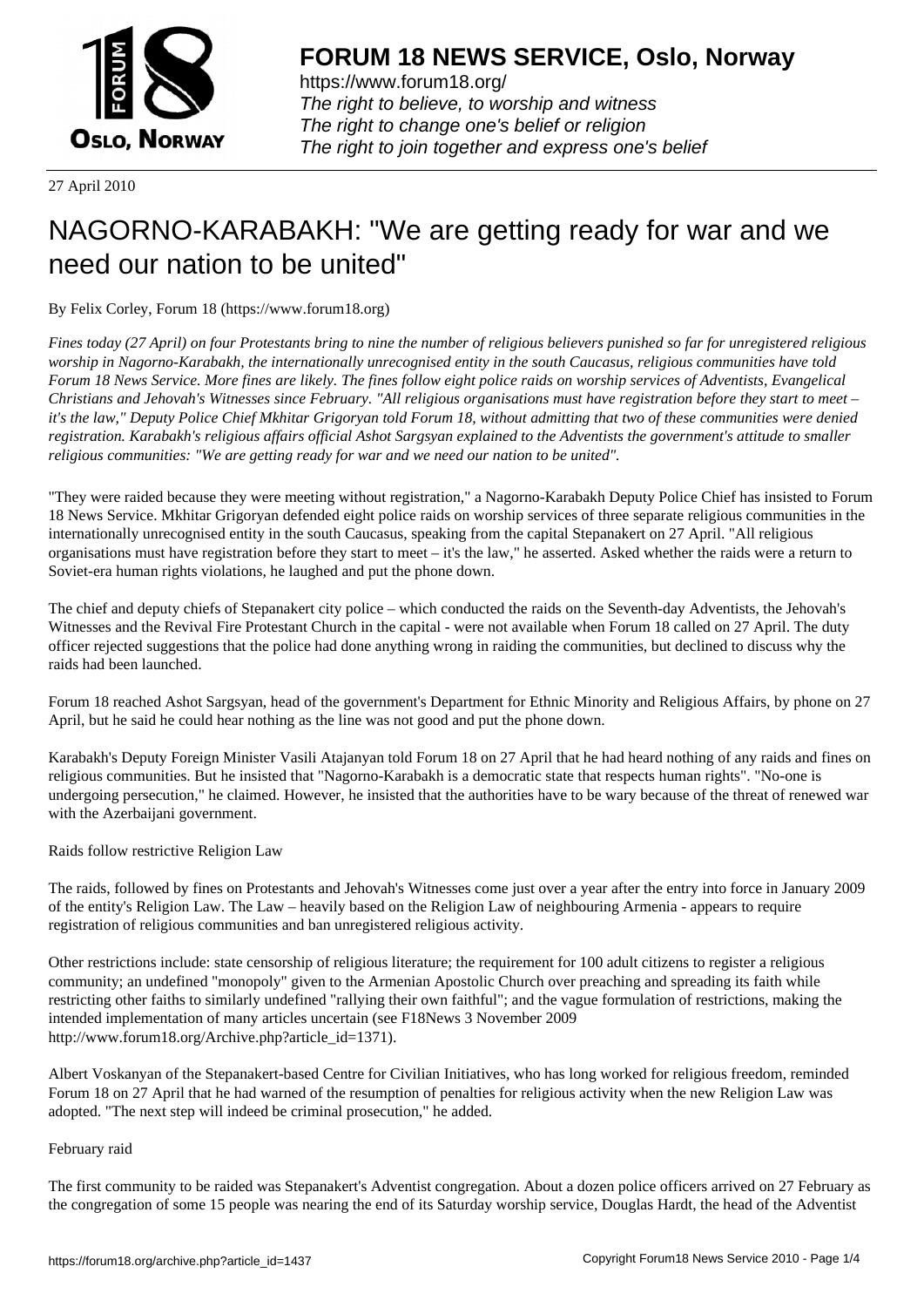**FORUM 18 NEWS SERVICE, Oslo, Norway**

https://www.forum18.org/
*The right to believe, to worship and witness*
*The right to change one's belief or religion*
*The right to join together and express one's belief*

27 April 2010

# NAGORNO-KARABAKH: "We are getting ready for war and we need our nation to be united"

By Felix Corley, Forum 18 (https://www.forum18.org)

*Fines today (27 April) on four Protestants bring to nine the number of religious believers punished so far for unregistered religious worship in Nagorno-Karabakh, the internationally unrecognised entity in the south Caucasus, religious communities have told Forum 18 News Service. More fines are likely. The fines follow eight police raids on worship services of Adventists, Evangelical Christians and Jehovah's Witnesses since February. "All religious organisations must have registration before they start to meet – it's the law," Deputy Police Chief Mkhitar Grigoryan told Forum 18, without admitting that two of these communities were denied registration. Karabakh's religious affairs official Ashot Sargsyan explained to the Adventists the government's attitude to smaller religious communities: "We are getting ready for war and we need our nation to be united".*

"They were raided because they were meeting without registration," a Nagorno-Karabakh Deputy Police Chief has insisted to Forum 18 News Service. Mkhitar Grigoryan defended eight police raids on worship services of three separate religious communities in the internationally unrecognised entity in the south Caucasus, speaking from the capital Stepanakert on 27 April. "All religious organisations must have registration before they start to meet – it's the law," he asserted. Asked whether the raids were a return to Soviet-era human rights violations, he laughed and put the phone down.

The chief and deputy chiefs of Stepanakert city police – which conducted the raids on the Seventh-day Adventists, the Jehovah's Witnesses and the Revival Fire Protestant Church in the capital - were not available when Forum 18 called on 27 April. The duty officer rejected suggestions that the police had done anything wrong in raiding the communities, but declined to discuss why the raids had been launched.

Forum 18 reached Ashot Sargsyan, head of the government's Department for Ethnic Minority and Religious Affairs, by phone on 27 April, but he said he could hear nothing as the line was not good and put the phone down.

Karabakh's Deputy Foreign Minister Vasili Atajanyan told Forum 18 on 27 April that he had heard nothing of any raids and fines on religious communities. But he insisted that "Nagorno-Karabakh is a democratic state that respects human rights". "No-one is undergoing persecution," he claimed. However, he insisted that the authorities have to be wary because of the threat of renewed war with the Azerbaijani government.

## Raids follow restrictive Religion Law

The raids, followed by fines on Protestants and Jehovah's Witnesses come just over a year after the entry into force in January 2009 of the entity's Religion Law. The Law – heavily based on the Religion Law of neighbouring Armenia - appears to require registration of religious communities and ban unregistered religious activity.

Other restrictions include: state censorship of religious literature; the requirement for 100 adult citizens to register a religious community; an undefined "monopoly" given to the Armenian Apostolic Church over preaching and spreading its faith while restricting other faiths to similarly undefined "rallying their own faithful"; and the vague formulation of restrictions, making the intended implementation of many articles uncertain (see F18News 3 November 2009 http://www.forum18.org/Archive.php?article_id=1371).

Albert Voskanyan of the Stepanakert-based Centre for Civilian Initiatives, who has long worked for religious freedom, reminded Forum 18 on 27 April that he had warned of the resumption of penalties for religious activity when the new Religion Law was adopted. "The next step will indeed be criminal prosecution," he added.

## February raid

The first community to be raided was Stepanakert's Adventist congregation. About a dozen police officers arrived on 27 February as the congregation of some 15 people was nearing the end of its Saturday worship service, Douglas Hardt, the head of the Adventist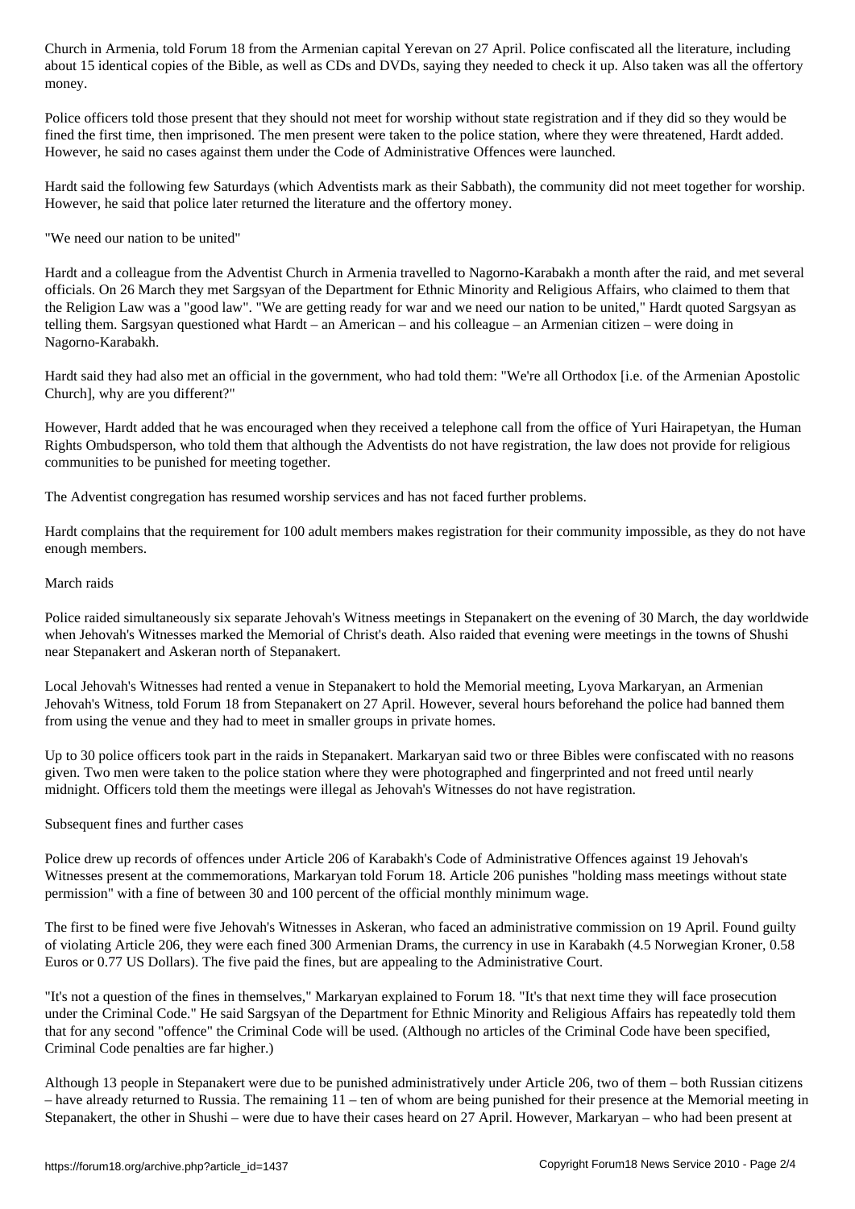Church in Armenia, told Forum 18 from the Armenian capital Yerevan on 27 April. Police confiscated all the literature, including about 15 identical copies of the Bible, as well as CDs and DVDs, saying they needed to check it up. Also taken was all the offertory money.

Police officers told those present that they should not meet for worship without state registration and if they did so they would be fined the first time, then imprisoned. The men present were taken to the police station, where they were threatened, Hardt added. However, he said no cases against them under the Code of Administrative Offences were launched.

Hardt said the following few Saturdays (which Adventists mark as their Sabbath), the community did not meet together for worship. However, he said that police later returned the literature and the offertory money.

"We need our nation to be united"

Hardt and a colleague from the Adventist Church in Armenia travelled to Nagorno-Karabakh a month after the raid, and met several officials. On 26 March they met Sargsyan of the Department for Ethnic Minority and Religious Affairs, who claimed to them that the Religion Law was a "good law". "We are getting ready for war and we need our nation to be united," Hardt quoted Sargsyan as telling them. Sargsyan questioned what Hardt – an American – and his colleague – an Armenian citizen – were doing in Nagorno-Karabakh.

Hardt said they had also met an official in the government, who had told them: "We're all Orthodox [i.e. of the Armenian Apostolic Church], why are you different?"

However, Hardt added that he was encouraged when they received a telephone call from the office of Yuri Hairapetyan, the Human Rights Ombudsperson, who told them that although the Adventists do not have registration, the law does not provide for religious communities to be punished for meeting together.

The Adventist congregation has resumed worship services and has not faced further problems.

Hardt complains that the requirement for 100 adult members makes registration for their community impossible, as they do not have enough members.

March raids

Police raided simultaneously six separate Jehovah's Witness meetings in Stepanakert on the evening of 30 March, the day worldwide when Jehovah's Witnesses marked the Memorial of Christ's death. Also raided that evening were meetings in the towns of Shushi near Stepanakert and Askeran north of Stepanakert.

Local Jehovah's Witnesses had rented a venue in Stepanakert to hold the Memorial meeting, Lyova Markaryan, an Armenian Jehovah's Witness, told Forum 18 from Stepanakert on 27 April. However, several hours beforehand the police had banned them from using the venue and they had to meet in smaller groups in private homes.

Up to 30 police officers took part in the raids in Stepanakert. Markaryan said two or three Bibles were confiscated with no reasons given. Two men were taken to the police station where they were photographed and fingerprinted and not freed until nearly midnight. Officers told them the meetings were illegal as Jehovah's Witnesses do not have registration.

Subsequent fines and further cases

Police drew up records of offences under Article 206 of Karabakh's Code of Administrative Offences against 19 Jehovah's Witnesses present at the commemorations, Markaryan told Forum 18. Article 206 punishes "holding mass meetings without state permission" with a fine of between 30 and 100 percent of the official monthly minimum wage.

The first to be fined were five Jehovah's Witnesses in Askeran, who faced an administrative commission on 19 April. Found guilty of violating Article 206, they were each fined 300 Armenian Drams, the currency in use in Karabakh (4.5 Norwegian Kroner, 0.58 Euros or 0.77 US Dollars). The five paid the fines, but are appealing to the Administrative Court.

"It's not a question of the fines in themselves," Markaryan explained to Forum 18. "It's that next time they will face prosecution under the Criminal Code." He said Sargsyan of the Department for Ethnic Minority and Religious Affairs has repeatedly told them that for any second "offence" the Criminal Code will be used. (Although no articles of the Criminal Code have been specified, Criminal Code penalties are far higher.)

Although 13 people in Stepanakert were due to be punished administratively under Article 206, two of them – both Russian citizens – have already returned to Russia. The remaining 11 – ten of whom are being punished for their presence at the Memorial meeting in Stepanakert, the other in Shushi – were due to have their cases heard on 27 April. However, Markaryan – who had been present at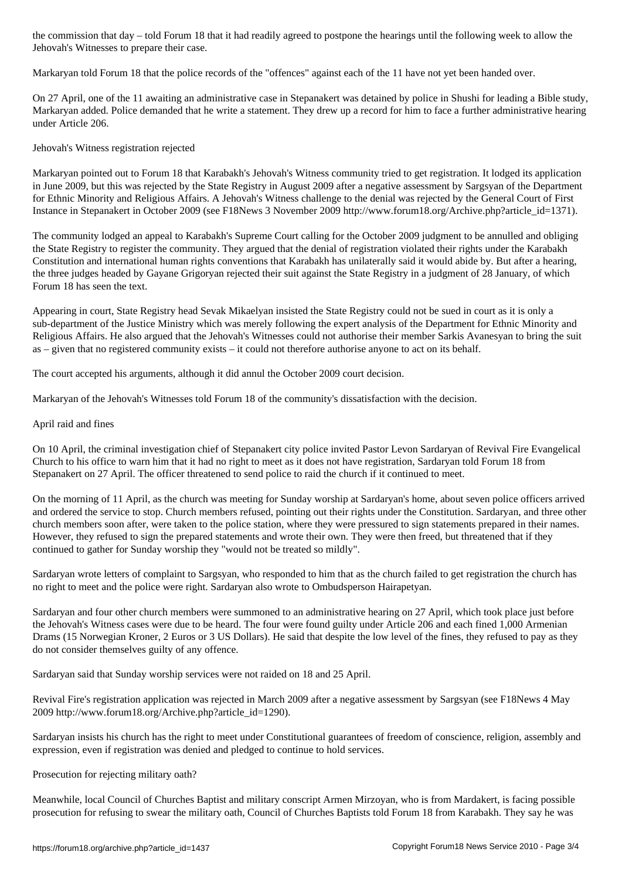the commission that day – told Forum 18 that it had readily agreed to postpone the hearings until the following week to allow the Jehovah's Witnesses to prepare their case.

Markaryan told Forum 18 that the police records of the "offences" against each of the 11 have not yet been handed over.

On 27 April, one of the 11 awaiting an administrative case in Stepanakert was detained by police in Shushi for leading a Bible study, Markaryan added. Police demanded that he write a statement. They drew up a record for him to face a further administrative hearing under Article 206.

## Jehovah's Witness registration rejected

Markaryan pointed out to Forum 18 that Karabakh's Jehovah's Witness community tried to get registration. It lodged its application in June 2009, but this was rejected by the State Registry in August 2009 after a negative assessment by Sargsyan of the Department for Ethnic Minority and Religious Affairs. A Jehovah's Witness challenge to the denial was rejected by the General Court of First Instance in Stepanakert in October 2009 (see F18News 3 November 2009 http://www.forum18.org/Archive.php?article_id=1371).

The community lodged an appeal to Karabakh's Supreme Court calling for the October 2009 judgment to be annulled and obliging the State Registry to register the community. They argued that the denial of registration violated their rights under the Karabakh Constitution and international human rights conventions that Karabakh has unilaterally said it would abide by. But after a hearing, the three judges headed by Gayane Grigoryan rejected their suit against the State Registry in a judgment of 28 January, of which Forum 18 has seen the text.

Appearing in court, State Registry head Sevak Mikaelyan insisted the State Registry could not be sued in court as it is only a sub-department of the Justice Ministry which was merely following the expert analysis of the Department for Ethnic Minority and Religious Affairs. He also argued that the Jehovah's Witnesses could not authorise their member Sarkis Avanesyan to bring the suit as – given that no registered community exists – it could not therefore authorise anyone to act on its behalf.

The court accepted his arguments, although it did annul the October 2009 court decision.

Markaryan of the Jehovah's Witnesses told Forum 18 of the community's dissatisfaction with the decision.

## April raid and fines

On 10 April, the criminal investigation chief of Stepanakert city police invited Pastor Levon Sardaryan of Revival Fire Evangelical Church to his office to warn him that it had no right to meet as it does not have registration, Sardaryan told Forum 18 from Stepanakert on 27 April. The officer threatened to send police to raid the church if it continued to meet.

On the morning of 11 April, as the church was meeting for Sunday worship at Sardaryan's home, about seven police officers arrived and ordered the service to stop. Church members refused, pointing out their rights under the Constitution. Sardaryan, and three other church members soon after, were taken to the police station, where they were pressured to sign statements prepared in their names. However, they refused to sign the prepared statements and wrote their own. They were then freed, but threatened that if they continued to gather for Sunday worship they "would not be treated so mildly".

Sardaryan wrote letters of complaint to Sargsyan, who responded to him that as the church failed to get registration the church has no right to meet and the police were right. Sardaryan also wrote to Ombudsperson Hairapetyan.

Sardaryan and four other church members were summoned to an administrative hearing on 27 April, which took place just before the Jehovah's Witness cases were due to be heard. The four were found guilty under Article 206 and each fined 1,000 Armenian Drams (15 Norwegian Kroner, 2 Euros or 3 US Dollars). He said that despite the low level of the fines, they refused to pay as they do not consider themselves guilty of any offence.

Sardaryan said that Sunday worship services were not raided on 18 and 25 April.

Revival Fire's registration application was rejected in March 2009 after a negative assessment by Sargsyan (see F18News 4 May 2009 http://www.forum18.org/Archive.php?article_id=1290).

Sardaryan insists his church has the right to meet under Constitutional guarantees of freedom of conscience, religion, assembly and expression, even if registration was denied and pledged to continue to hold services.

## Prosecution for rejecting military oath?

Meanwhile, local Council of Churches Baptist and military conscript Armen Mirzoyan, who is from Mardakert, is facing possible prosecution for refusing to swear the military oath, Council of Churches Baptists told Forum 18 from Karabakh. They say he was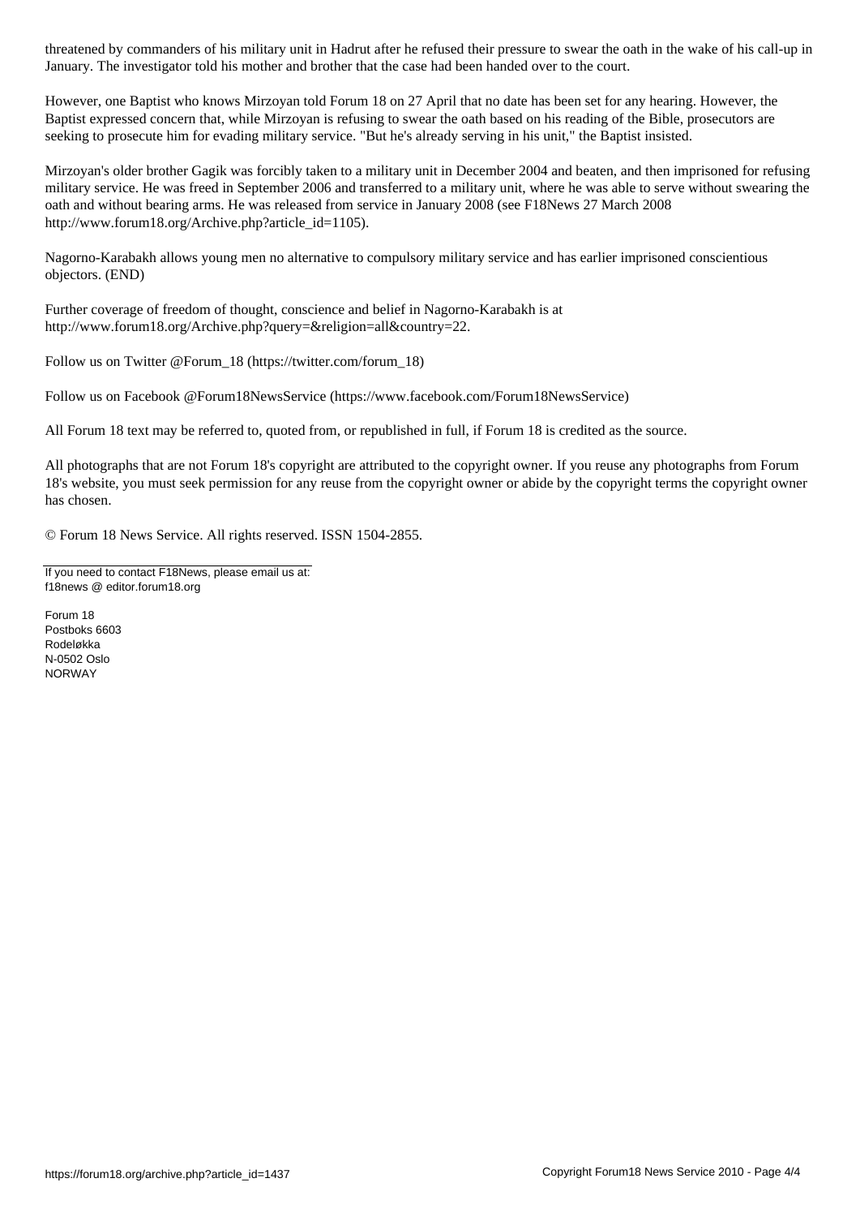threatened by commanders of his military unit in Hadrut after he refused their pressure to swear the oath in the wake of his call-up in January. The investigator told his mother and brother that the case had been handed over to the court.

However, one Baptist who knows Mirzoyan told Forum 18 on 27 April that no date has been set for any hearing. However, the Baptist expressed concern that, while Mirzoyan is refusing to swear the oath based on his reading of the Bible, prosecutors are seeking to prosecute him for evading military service. "But he's already serving in his unit," the Baptist insisted.

Mirzoyan's older brother Gagik was forcibly taken to a military unit in December 2004 and beaten, and then imprisoned for refusing military service. He was freed in September 2006 and transferred to a military unit, where he was able to serve without swearing the oath and without bearing arms. He was released from service in January 2008 (see F18News 27 March 2008 http://www.forum18.org/Archive.php?article_id=1105).

Nagorno-Karabakh allows young men no alternative to compulsory military service and has earlier imprisoned conscientious objectors. (END)

Further coverage of freedom of thought, conscience and belief in Nagorno-Karabakh is at http://www.forum18.org/Archive.php?query=&religion=all&country=22.

Follow us on Twitter @Forum_18 (https://twitter.com/forum_18)

Follow us on Facebook @Forum18NewsService (https://www.facebook.com/Forum18NewsService)

All Forum 18 text may be referred to, quoted from, or republished in full, if Forum 18 is credited as the source.

All photographs that are not Forum 18's copyright are attributed to the copyright owner. If you reuse any photographs from Forum 18's website, you must seek permission for any reuse from the copyright owner or abide by the copyright terms the copyright owner has chosen.

© Forum 18 News Service. All rights reserved. ISSN 1504-2855.

If you need to contact F18News, please email us at:
f18news @ editor.forum18.org

Forum 18
Postboks 6603
Rodeløkka
N-0502 Oslo
NORWAY